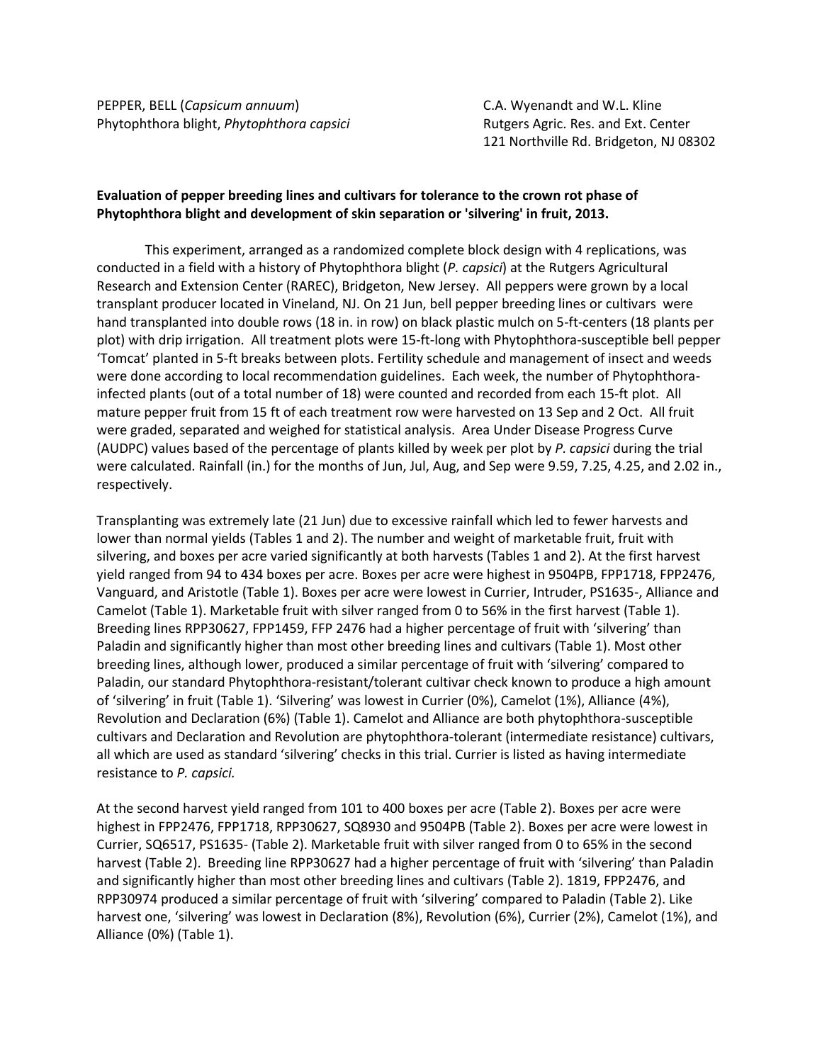PEPPER, BELL (*Capsicum annuum*)
Phytophthora blight, *Phytophthora capsici*

C.A. Wyenandt and W.L. Kline
Rutgers Agric. Res. and Ext. Center
121 Northville Rd. Bridgeton, NJ 08302

**Evaluation of pepper breeding lines and cultivars for tolerance to the crown rot phase of Phytophthora blight and development of skin separation or 'silvering' in fruit, 2013.**

This experiment, arranged as a randomized complete block design with 4 replications, was conducted in a field with a history of Phytophthora blight (*P. capsici*) at the Rutgers Agricultural Research and Extension Center (RAREC), Bridgeton, New Jersey. All peppers were grown by a local transplant producer located in Vineland, NJ. On 21 Jun, bell pepper breeding lines or cultivars were hand transplanted into double rows (18 in. in row) on black plastic mulch on 5-ft-centers (18 plants per plot) with drip irrigation. All treatment plots were 15-ft-long with Phytophthora-susceptible bell pepper 'Tomcat' planted in 5-ft breaks between plots. Fertility schedule and management of insect and weeds were done according to local recommendation guidelines. Each week, the number of Phytophthora-infected plants (out of a total number of 18) were counted and recorded from each 15-ft plot. All mature pepper fruit from 15 ft of each treatment row were harvested on 13 Sep and 2 Oct. All fruit were graded, separated and weighed for statistical analysis. Area Under Disease Progress Curve (AUDPC) values based of the percentage of plants killed by week per plot by *P. capsici* during the trial were calculated. Rainfall (in.) for the months of Jun, Jul, Aug, and Sep were 9.59, 7.25, 4.25, and 2.02 in., respectively.

Transplanting was extremely late (21 Jun) due to excessive rainfall which led to fewer harvests and lower than normal yields (Tables 1 and 2). The number and weight of marketable fruit, fruit with silvering, and boxes per acre varied significantly at both harvests (Tables 1 and 2). At the first harvest yield ranged from 94 to 434 boxes per acre. Boxes per acre were highest in 9504PB, FPP1718, FPP2476, Vanguard, and Aristotle (Table 1). Boxes per acre were lowest in Currier, Intruder, PS1635-, Alliance and Camelot (Table 1). Marketable fruit with silver ranged from 0 to 56% in the first harvest (Table 1). Breeding lines RPP30627, FPP1459, FFP 2476 had a higher percentage of fruit with 'silvering' than Paladin and significantly higher than most other breeding lines and cultivars (Table 1). Most other breeding lines, although lower, produced a similar percentage of fruit with 'silvering' compared to Paladin, our standard Phytophthora-resistant/tolerant cultivar check known to produce a high amount of 'silvering' in fruit (Table 1). 'Silvering' was lowest in Currier (0%), Camelot (1%), Alliance (4%), Revolution and Declaration (6%) (Table 1). Camelot and Alliance are both phytophthora-susceptible cultivars and Declaration and Revolution are phytophthora-tolerant (intermediate resistance) cultivars, all which are used as standard 'silvering' checks in this trial. Currier is listed as having intermediate resistance to *P. capsici.*

At the second harvest yield ranged from 101 to 400 boxes per acre (Table 2). Boxes per acre were highest in FPP2476, FPP1718, RPP30627, SQ8930 and 9504PB (Table 2). Boxes per acre were lowest in Currier, SQ6517, PS1635- (Table 2). Marketable fruit with silver ranged from 0 to 65% in the second harvest (Table 2). Breeding line RPP30627 had a higher percentage of fruit with 'silvering' than Paladin and significantly higher than most other breeding lines and cultivars (Table 2). 1819, FPP2476, and RPP30974 produced a similar percentage of fruit with 'silvering' compared to Paladin (Table 2). Like harvest one, 'silvering' was lowest in Declaration (8%), Revolution (6%), Currier (2%), Camelot (1%), and Alliance (0%) (Table 1).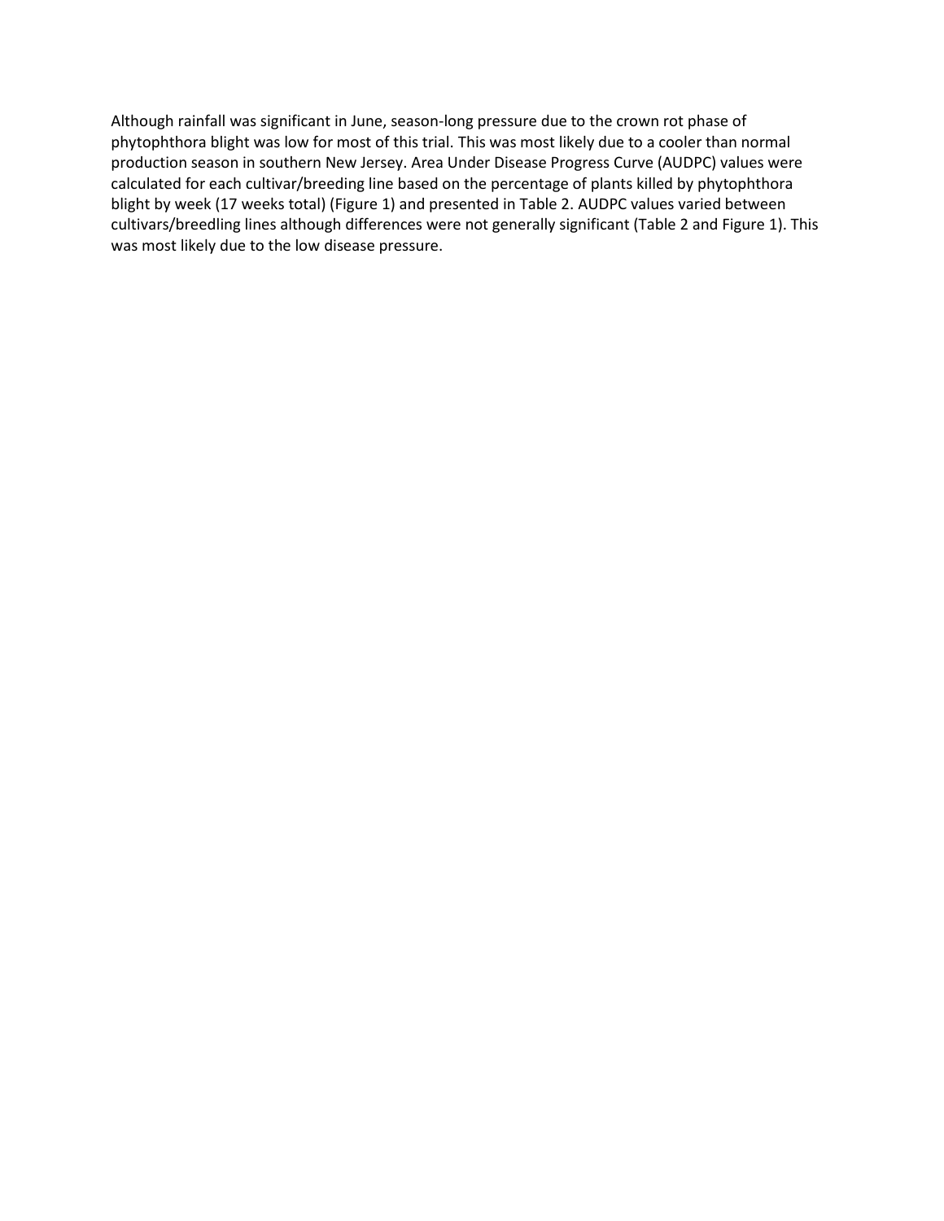Although rainfall was significant in June, season-long pressure due to the crown rot phase of phytophthora blight was low for most of this trial. This was most likely due to a cooler than normal production season in southern New Jersey. Area Under Disease Progress Curve (AUDPC) values were calculated for each cultivar/breeding line based on the percentage of plants killed by phytophthora blight by week (17 weeks total) (Figure 1) and presented in Table 2. AUDPC values varied between cultivars/breedling lines although differences were not generally significant (Table 2 and Figure 1). This was most likely due to the low disease pressure.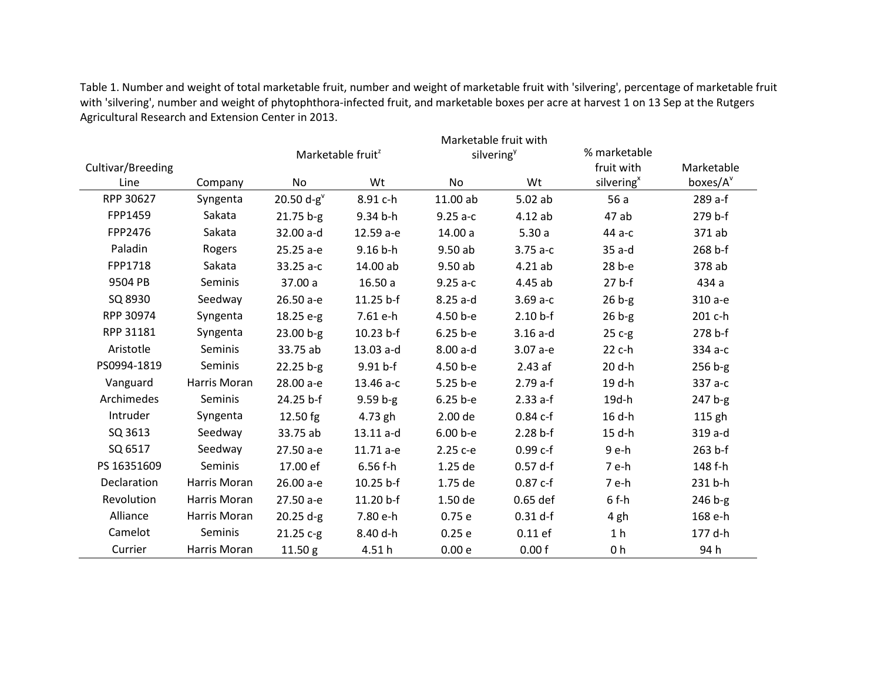Table 1. Number and weight of total marketable fruit, number and weight of marketable fruit with 'silvering', percentage of marketable fruit with 'silvering', number and weight of phytophthora-infected fruit, and marketable boxes per acre at harvest 1 on 13 Sep at the Rutgers Agricultural Research and Extension Center in 2013.

| Cultivar/Breeding Line | Company | Marketable fruit[z] | | Marketable fruit with silvering[y] | | % marketable fruit with silvering[x] | Marketable boxes/A[v] |
|---|---|---|---|---|---|---|---|
| | | No | Wt | No | Wt | | |
| RPP 30627 | Syngenta | 20.50 d-g[v] | 8.91 c-h | 11.00 ab | 5.02 ab | 56 a | 289 a-f |
| FPP1459 | Sakata | 21.75 b-g | 9.34 b-h | 9.25 a-c | 4.12 ab | 47 ab | 279 b-f |
| FPP2476 | Sakata | 32.00 a-d | 12.59 a-e | 14.00 a | 5.30 a | 44 a-c | 371 ab |
| Paladin | Rogers | 25.25 a-e | 9.16 b-h | 9.50 ab | 3.75 a-c | 35 a-d | 268 b-f |
| FPP1718 | Sakata | 33.25 a-c | 14.00 ab | 9.50 ab | 4.21 ab | 28 b-e | 378 ab |
| 9504 PB | Seminis | 37.00 a | 16.50 a | 9.25 a-c | 4.45 ab | 27 b-f | 434 a |
| SQ 8930 | Seedway | 26.50 a-e | 11.25 b-f | 8.25 a-d | 3.69 a-c | 26 b-g | 310 a-e |
| RPP 30974 | Syngenta | 18.25 e-g | 7.61 e-h | 4.50 b-e | 2.10 b-f | 26 b-g | 201 c-h |
| RPP 31181 | Syngenta | 23.00 b-g | 10.23 b-f | 6.25 b-e | 3.16 a-d | 25 c-g | 278 b-f |
| Aristotle | Seminis | 33.75 ab | 13.03 a-d | 8.00 a-d | 3.07 a-e | 22 c-h | 334 a-c |
| PS0994-1819 | Seminis | 22.25 b-g | 9.91 b-f | 4.50 b-e | 2.43 af | 20 d-h | 256 b-g |
| Vanguard | Harris Moran | 28.00 a-e | 13.46 a-c | 5.25 b-e | 2.79 a-f | 19 d-h | 337 a-c |
| Archimedes | Seminis | 24.25 b-f | 9.59 b-g | 6.25 b-e | 2.33 a-f | 19d-h | 247 b-g |
| Intruder | Syngenta | 12.50 fg | 4.73 gh | 2.00 de | 0.84 c-f | 16 d-h | 115 gh |
| SQ 3613 | Seedway | 33.75 ab | 13.11 a-d | 6.00 b-e | 2.28 b-f | 15 d-h | 319 a-d |
| SQ 6517 | Seedway | 27.50 a-e | 11.71 a-e | 2.25 c-e | 0.99 c-f | 9 e-h | 263 b-f |
| PS 16351609 | Seminis | 17.00 ef | 6.56 f-h | 1.25 de | 0.57 d-f | 7 e-h | 148 f-h |
| Declaration | Harris Moran | 26.00 a-e | 10.25 b-f | 1.75 de | 0.87 c-f | 7 e-h | 231 b-h |
| Revolution | Harris Moran | 27.50 a-e | 11.20 b-f | 1.50 de | 0.65 def | 6 f-h | 246 b-g |
| Alliance | Harris Moran | 20.25 d-g | 7.80 e-h | 0.75 e | 0.31 d-f | 4 gh | 168 e-h |
| Camelot | Seminis | 21.25 c-g | 8.40 d-h | 0.25 e | 0.11 ef | 1 h | 177 d-h |
| Currier | Harris Moran | 11.50 g | 4.51 h | 0.00 e | 0.00 f | 0 h | 94 h |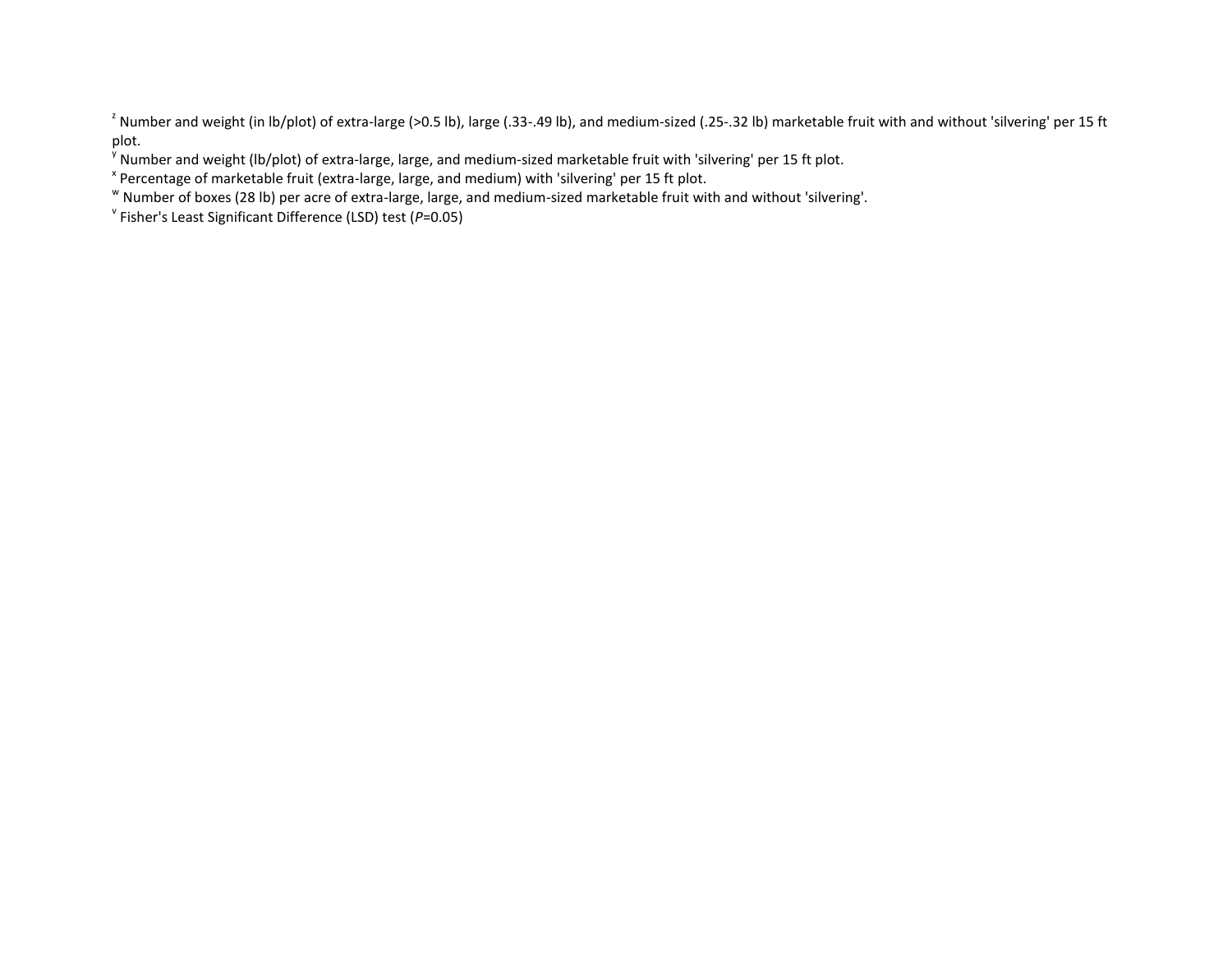[z] Number and weight (in lb/plot) of extra-large (>0.5 lb), large (.33-.49 lb), and medium-sized (.25-.32 lb) marketable fruit with and without 'silvering' per 15 ft plot.

[y] Number and weight (lb/plot) of extra-large, large, and medium-sized marketable fruit with 'silvering' per 15 ft plot.

[x] Percentage of marketable fruit (extra-large, large, and medium) with 'silvering' per 15 ft plot.

[w] Number of boxes (28 lb) per acre of extra-large, large, and medium-sized marketable fruit with and without 'silvering'.

[v] Fisher's Least Significant Difference (LSD) test (*P*=0.05)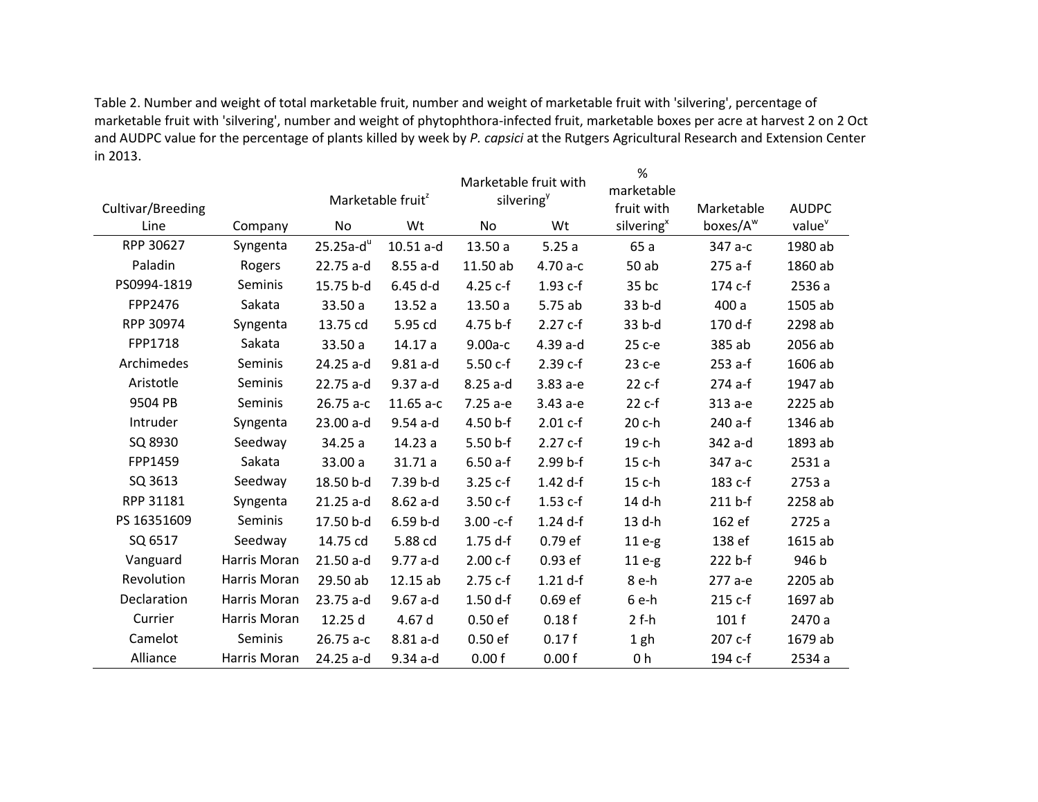Table 2. Number and weight of total marketable fruit, number and weight of marketable fruit with 'silvering', percentage of marketable fruit with 'silvering', number and weight of phytophthora-infected fruit, marketable boxes per acre at harvest 2 on 2 Oct and AUDPC value for the percentage of plants killed by week by *P. capsici* at the Rutgers Agricultural Research and Extension Center in 2013.

| Cultivar/Breeding Line | Company | Marketable fruit[z] | | Marketable fruit with silvering[y] | | % marketable fruit with silvering[x] | Marketable boxes/A[w] | AUDPC value[v] |
|---|---|---|---|---|---|---|---|---|
| | | No | Wt | No | Wt | | | |
| RPP 30627 | Syngenta | 25.25a-d[u] | 10.51 a-d | 13.50 a | 5.25 a | 65 a | 347 a-c | 1980 ab |
| Paladin | Rogers | 22.75 a-d | 8.55 a-d | 11.50 ab | 4.70 a-c | 50 ab | 275 a-f | 1860 ab |
| PS0994-1819 | Seminis | 15.75 b-d | 6.45 d-d | 4.25 c-f | 1.93 c-f | 35 bc | 174 c-f | 2536 a |
| FPP2476 | Sakata | 33.50 a | 13.52 a | 13.50 a | 5.75 ab | 33 b-d | 400 a | 1505 ab |
| RPP 30974 | Syngenta | 13.75 cd | 5.95 cd | 4.75 b-f | 2.27 c-f | 33 b-d | 170 d-f | 2298 ab |
| FPP1718 | Sakata | 33.50 a | 14.17 a | 9.00a-c | 4.39 a-d | 25 c-e | 385 ab | 2056 ab |
| Archimedes | Seminis | 24.25 a-d | 9.81 a-d | 5.50 c-f | 2.39 c-f | 23 c-e | 253 a-f | 1606 ab |
| Aristotle | Seminis | 22.75 a-d | 9.37 a-d | 8.25 a-d | 3.83 a-e | 22 c-f | 274 a-f | 1947 ab |
| 9504 PB | Seminis | 26.75 a-c | 11.65 a-c | 7.25 a-e | 3.43 a-e | 22 c-f | 313 a-e | 2225 ab |
| Intruder | Syngenta | 23.00 a-d | 9.54 a-d | 4.50 b-f | 2.01 c-f | 20 c-h | 240 a-f | 1346 ab |
| SQ 8930 | Seedway | 34.25 a | 14.23 a | 5.50 b-f | 2.27 c-f | 19 c-h | 342 a-d | 1893 ab |
| FPP1459 | Sakata | 33.00 a | 31.71 a | 6.50 a-f | 2.99 b-f | 15 c-h | 347 a-c | 2531 a |
| SQ 3613 | Seedway | 18.50 b-d | 7.39 b-d | 3.25 c-f | 1.42 d-f | 15 c-h | 183 c-f | 2753 a |
| RPP 31181 | Syngenta | 21.25 a-d | 8.62 a-d | 3.50 c-f | 1.53 c-f | 14 d-h | 211 b-f | 2258 ab |
| PS 16351609 | Seminis | 17.50 b-d | 6.59 b-d | 3.00 -c-f | 1.24 d-f | 13 d-h | 162 ef | 2725 a |
| SQ 6517 | Seedway | 14.75 cd | 5.88 cd | 1.75 d-f | 0.79 ef | 11 e-g | 138 ef | 1615 ab |
| Vanguard | Harris Moran | 21.50 a-d | 9.77 a-d | 2.00 c-f | 0.93 ef | 11 e-g | 222 b-f | 946 b |
| Revolution | Harris Moran | 29.50 ab | 12.15 ab | 2.75 c-f | 1.21 d-f | 8 e-h | 277 a-e | 2205 ab |
| Declaration | Harris Moran | 23.75 a-d | 9.67 a-d | 1.50 d-f | 0.69 ef | 6 e-h | 215 c-f | 1697 ab |
| Currier | Harris Moran | 12.25 d | 4.67 d | 0.50 ef | 0.18 f | 2 f-h | 101 f | 2470 a |
| Camelot | Seminis | 26.75 a-c | 8.81 a-d | 0.50 ef | 0.17 f | 1 gh | 207 c-f | 1679 ab |
| Alliance | Harris Moran | 24.25 a-d | 9.34 a-d | 0.00 f | 0.00 f | 0 h | 194 c-f | 2534 a |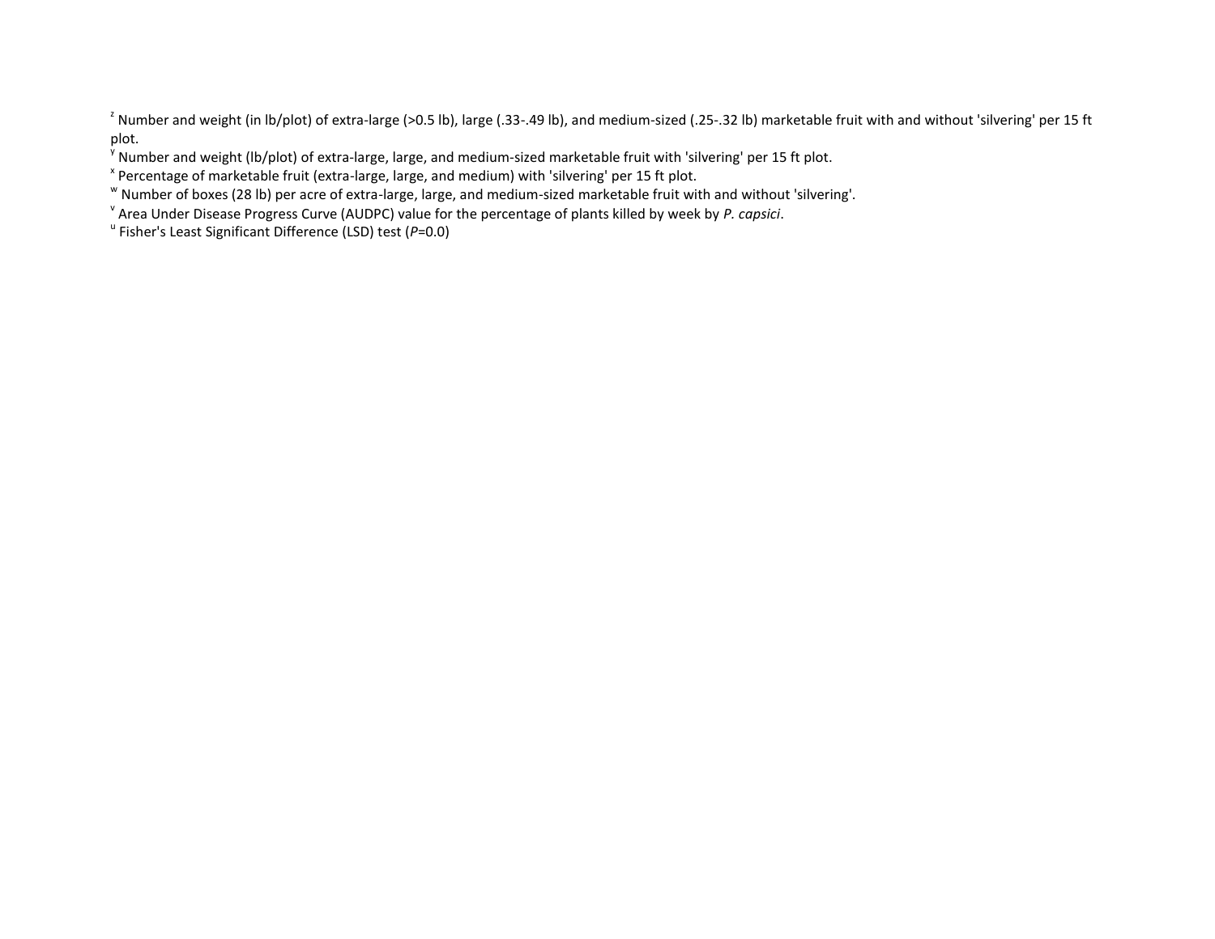[z] Number and weight (in lb/plot) of extra-large (>0.5 lb), large (.33-.49 lb), and medium-sized (.25-.32 lb) marketable fruit with and without 'silvering' per 15 ft plot.

[y] Number and weight (lb/plot) of extra-large, large, and medium-sized marketable fruit with 'silvering' per 15 ft plot.

[x] Percentage of marketable fruit (extra-large, large, and medium) with 'silvering' per 15 ft plot.

[w] Number of boxes (28 lb) per acre of extra-large, large, and medium-sized marketable fruit with and without 'silvering'.

[v] Area Under Disease Progress Curve (AUDPC) value for the percentage of plants killed by week by *P. capsici*.

[u] Fisher's Least Significant Difference (LSD) test (*P*=0.0)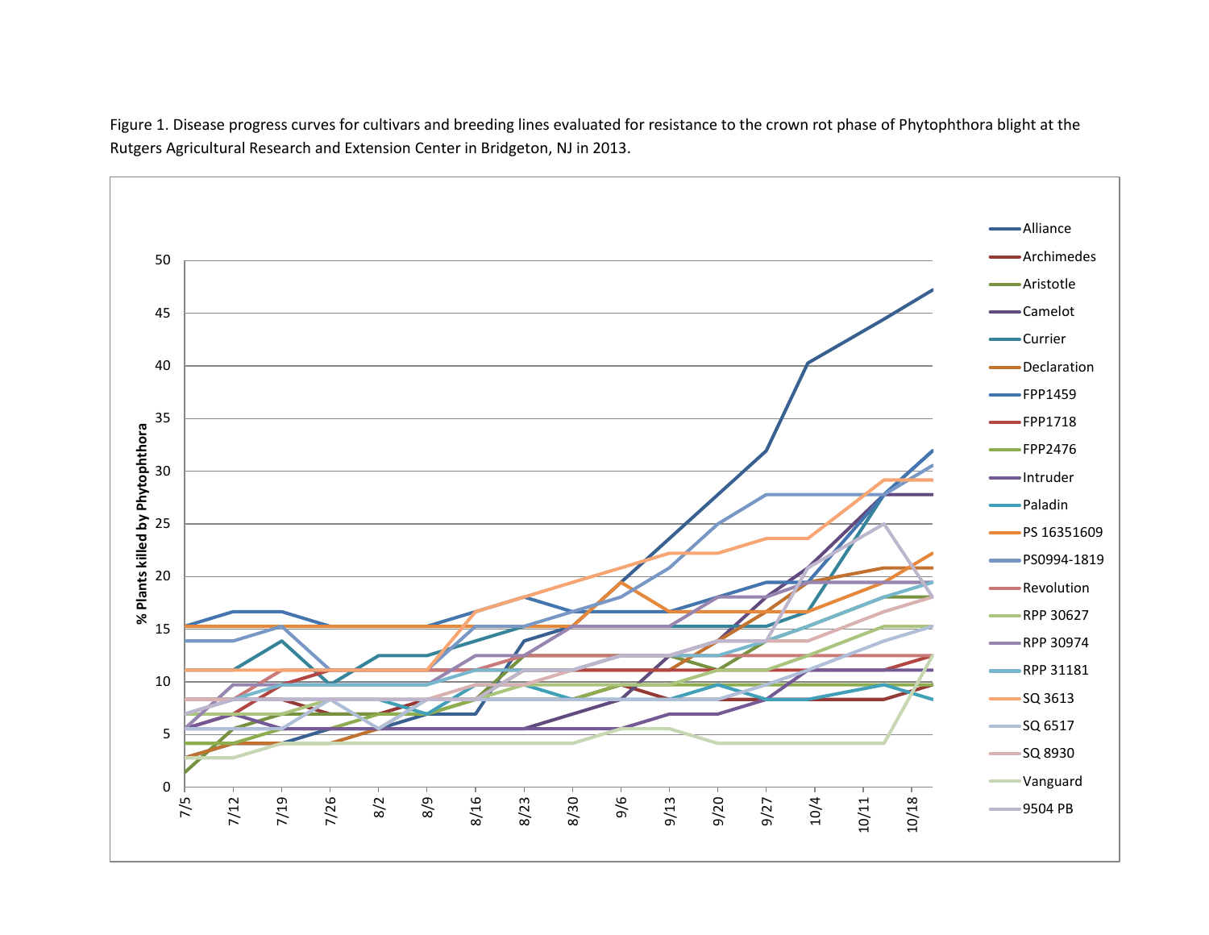Figure 1. Disease progress curves for cultivars and breeding lines evaluated for resistance to the crown rot phase of Phytophthora blight at the Rutgers Agricultural Research and Extension Center in Bridgeton, NJ in 2013.

% Plants killed by Phytophthora

50
45
40
35
30
25
20
15
10
5
0

7/5
7/12
7/19
7/26
8/2
8/9
8/16
8/23
8/30
9/6
9/13
9/20
9/27
10/4
10/11
10/18

Alliance
Archimedes
Aristotle
Camelot
Currier
Declaration
FPP1459
FPP1718
FPP2476
Intruder
Paladin
PS 16351609
PS0994-1819
Revolution
RPP 30627
RPP 30974
RPP 31181
SQ 3613
SQ 6517
SQ 8930
Vanguard
9504 PB